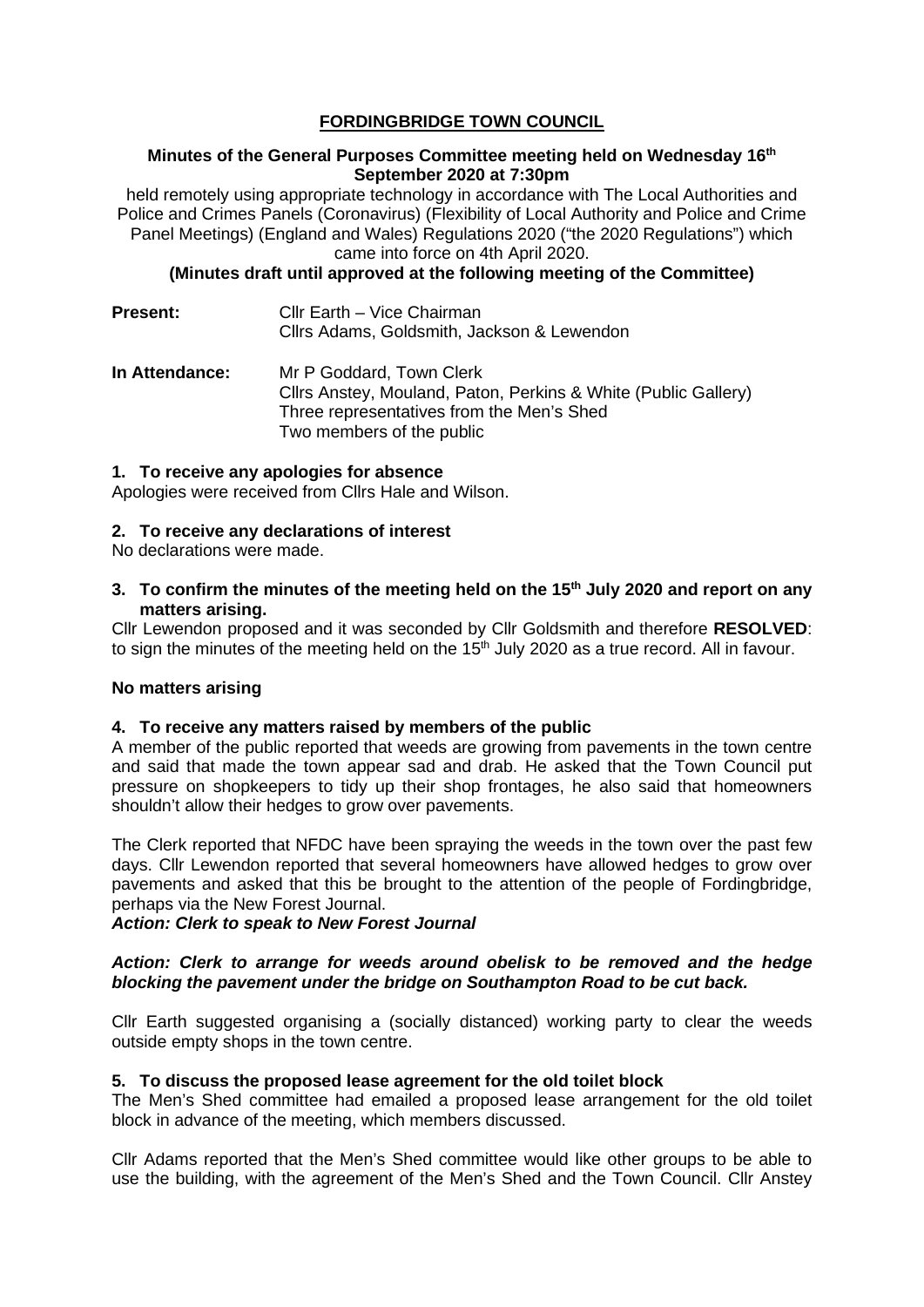# FORDINGBRIDGE TOWN COUNCIL

**Minutes of the General Purposes Committee meeting held on Wednesday 16th September 2020 at 7:30pm**

held remotely using appropriate technology in accordance with The Local Authorities and Police and Crimes Panels (Coronavirus) (Flexibility of Local Authority and Police and Crime Panel Meetings) (England and Wales) Regulations 2020 ("the 2020 Regulations") which came into force on 4th April 2020.

**(Minutes draft until approved at the following meeting of the Committee)**

**Present:** Cllr Earth – Vice Chairman
Cllrs Adams, Goldsmith, Jackson & Lewendon

**In Attendance:** Mr P Goddard, Town Clerk
Cllrs Anstey, Mouland, Paton, Perkins & White (Public Gallery)
Three representatives from the Men's Shed
Two members of the public

**1. To receive any apologies for absence**

Apologies were received from Cllrs Hale and Wilson.

**2. To receive any declarations of interest**

No declarations were made.

**3. To confirm the minutes of the meeting held on the 15th July 2020 and report on any matters arising.**

Cllr Lewendon proposed and it was seconded by Cllr Goldsmith and therefore **RESOLVED**: to sign the minutes of the meeting held on the 15th July 2020 as a true record. All in favour.

**No matters arising**

**4. To receive any matters raised by members of the public**

A member of the public reported that weeds are growing from pavements in the town centre and said that made the town appear sad and drab. He asked that the Town Council put pressure on shopkeepers to tidy up their shop frontages, he also said that homeowners shouldn't allow their hedges to grow over pavements.

The Clerk reported that NFDC have been spraying the weeds in the town over the past few days. Cllr Lewendon reported that several homeowners have allowed hedges to grow over pavements and asked that this be brought to the attention of the people of Fordingbridge, perhaps via the New Forest Journal.

***Action: Clerk to speak to New Forest Journal***

***Action: Clerk to arrange for weeds around obelisk to be removed and the hedge blocking the pavement under the bridge on Southampton Road to be cut back.***

Cllr Earth suggested organising a (socially distanced) working party to clear the weeds outside empty shops in the town centre.

**5. To discuss the proposed lease agreement for the old toilet block**

The Men's Shed committee had emailed a proposed lease arrangement for the old toilet block in advance of the meeting, which members discussed.

Cllr Adams reported that the Men's Shed committee would like other groups to be able to use the building, with the agreement of the Men's Shed and the Town Council. Cllr Anstey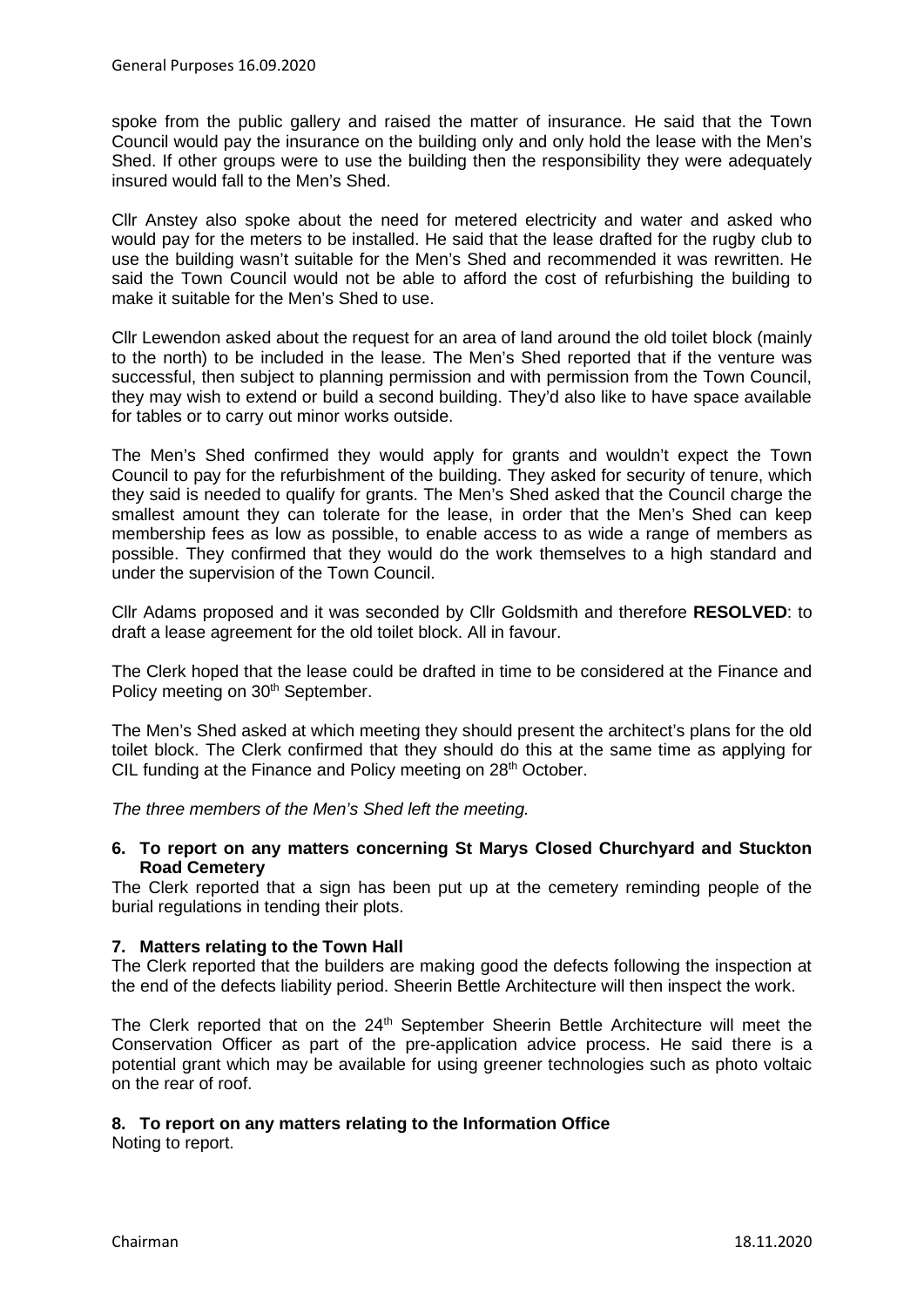spoke from the public gallery and raised the matter of insurance. He said that the Town Council would pay the insurance on the building only and only hold the lease with the Men's Shed. If other groups were to use the building then the responsibility they were adequately insured would fall to the Men's Shed.

Cllr Anstey also spoke about the need for metered electricity and water and asked who would pay for the meters to be installed. He said that the lease drafted for the rugby club to use the building wasn't suitable for the Men's Shed and recommended it was rewritten. He said the Town Council would not be able to afford the cost of refurbishing the building to make it suitable for the Men's Shed to use.

Cllr Lewendon asked about the request for an area of land around the old toilet block (mainly to the north) to be included in the lease. The Men's Shed reported that if the venture was successful, then subject to planning permission and with permission from the Town Council, they may wish to extend or build a second building. They'd also like to have space available for tables or to carry out minor works outside.

The Men's Shed confirmed they would apply for grants and wouldn't expect the Town Council to pay for the refurbishment of the building. They asked for security of tenure, which they said is needed to qualify for grants. The Men's Shed asked that the Council charge the smallest amount they can tolerate for the lease, in order that the Men's Shed can keep membership fees as low as possible, to enable access to as wide a range of members as possible. They confirmed that they would do the work themselves to a high standard and under the supervision of the Town Council.

Cllr Adams proposed and it was seconded by Cllr Goldsmith and therefore **RESOLVED**: to draft a lease agreement for the old toilet block. All in favour.

The Clerk hoped that the lease could be drafted in time to be considered at the Finance and Policy meeting on 30th September.

The Men's Shed asked at which meeting they should present the architect's plans for the old toilet block. The Clerk confirmed that they should do this at the same time as applying for CIL funding at the Finance and Policy meeting on 28th October.

*The three members of the Men's Shed left the meeting.*

**6. To report on any matters concerning St Marys Closed Churchyard and Stuckton Road Cemetery**

The Clerk reported that a sign has been put up at the cemetery reminding people of the burial regulations in tending their plots.

**7. Matters relating to the Town Hall**

The Clerk reported that the builders are making good the defects following the inspection at the end of the defects liability period. Sheerin Bettle Architecture will then inspect the work.

The Clerk reported that on the 24th September Sheerin Bettle Architecture will meet the Conservation Officer as part of the pre-application advice process. He said there is a potential grant which may be available for using greener technologies such as photo voltaic on the rear of roof.

**8. To report on any matters relating to the Information Office**

Noting to report.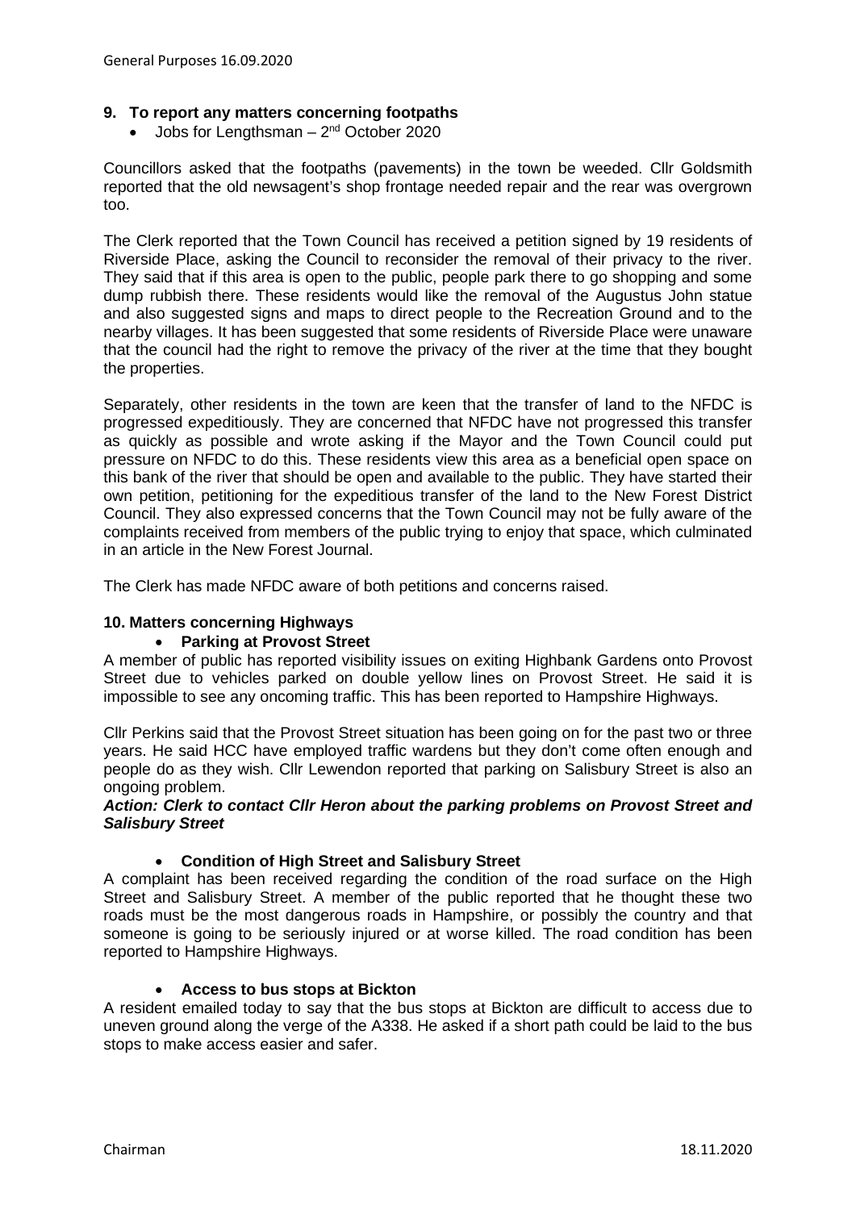## 9. To report any matters concerning footpaths

- Jobs for Lengthsman – 2nd October 2020

Councillors asked that the footpaths (pavements) in the town be weeded. Cllr Goldsmith reported that the old newsagent's shop frontage needed repair and the rear was overgrown too.

The Clerk reported that the Town Council has received a petition signed by 19 residents of Riverside Place, asking the Council to reconsider the removal of their privacy to the river. They said that if this area is open to the public, people park there to go shopping and some dump rubbish there. These residents would like the removal of the Augustus John statue and also suggested signs and maps to direct people to the Recreation Ground and to the nearby villages. It has been suggested that some residents of Riverside Place were unaware that the council had the right to remove the privacy of the river at the time that they bought the properties.

Separately, other residents in the town are keen that the transfer of land to the NFDC is progressed expeditiously. They are concerned that NFDC have not progressed this transfer as quickly as possible and wrote asking if the Mayor and the Town Council could put pressure on NFDC to do this. These residents view this area as a beneficial open space on this bank of the river that should be open and available to the public. They have started their own petition, petitioning for the expeditious transfer of the land to the New Forest District Council. They also expressed concerns that the Town Council may not be fully aware of the complaints received from members of the public trying to enjoy that space, which culminated in an article in the New Forest Journal.

The Clerk has made NFDC aware of both petitions and concerns raised.

## 10. Matters concerning Highways

- **Parking at Provost Street**

A member of public has reported visibility issues on exiting Highbank Gardens onto Provost Street due to vehicles parked on double yellow lines on Provost Street. He said it is impossible to see any oncoming traffic. This has been reported to Hampshire Highways.

Cllr Perkins said that the Provost Street situation has been going on for the past two or three years. He said HCC have employed traffic wardens but they don't come often enough and people do as they wish. Cllr Lewendon reported that parking on Salisbury Street is also an ongoing problem.

***Action: Clerk to contact Cllr Heron about the parking problems on Provost Street and Salisbury Street***

- **Condition of High Street and Salisbury Street**

A complaint has been received regarding the condition of the road surface on the High Street and Salisbury Street. A member of the public reported that he thought these two roads must be the most dangerous roads in Hampshire, or possibly the country and that someone is going to be seriously injured or at worse killed. The road condition has been reported to Hampshire Highways.

- **Access to bus stops at Bickton**

A resident emailed today to say that the bus stops at Bickton are difficult to access due to uneven ground along the verge of the A338. He asked if a short path could be laid to the bus stops to make access easier and safer.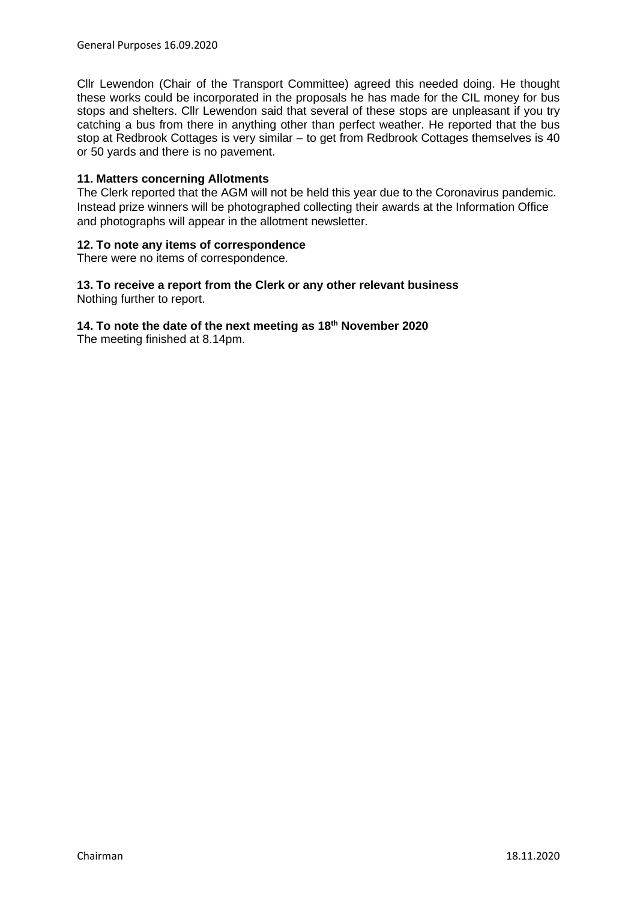Cllr Lewendon (Chair of the Transport Committee) agreed this needed doing. He thought these works could be incorporated in the proposals he has made for the CIL money for bus stops and shelters. Cllr Lewendon said that several of these stops are unpleasant if you try catching a bus from there in anything other than perfect weather. He reported that the bus stop at Redbrook Cottages is very similar – to get from Redbrook Cottages themselves is 40 or 50 yards and there is no pavement.

**11. Matters concerning Allotments**

The Clerk reported that the AGM will not be held this year due to the Coronavirus pandemic. Instead prize winners will be photographed collecting their awards at the Information Office and photographs will appear in the allotment newsletter.

**12. To note any items of correspondence**

There were no items of correspondence.

**13. To receive a report from the Clerk or any other relevant business**

Nothing further to report.

**14. To note the date of the next meeting as 18th November 2020**

The meeting finished at 8.14pm.

Chairman 18.11.2020